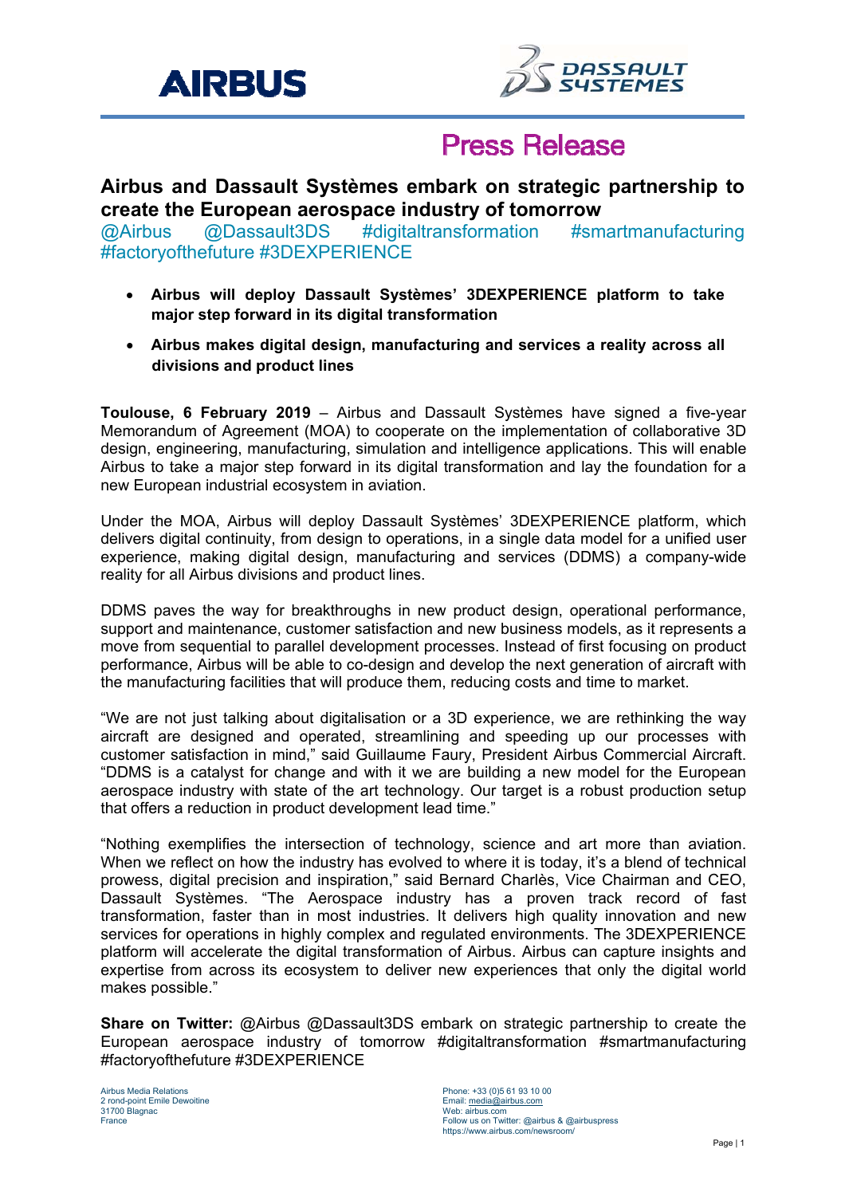# Press Release

## Airbus and Dassault Systèmes embark on strategic partnership to create the European aerospace industry of tomorrow

@Airbus @Dassault3DS #digitaltransformation #smartmanufacturing #factoryofthefuture #3DEXPERIENCE

- **Airbus will deploy Dassault Systèmes' 3DEXPERIENCE platform to take major step forward in its digital transformation**
- **Airbus makes digital design, manufacturing and services a reality across all divisions and product lines**

**Toulouse, 6 February 2019** – Airbus and Dassault Systèmes have signed a five-year Memorandum of Agreement (MOA) to cooperate on the implementation of collaborative 3D design, engineering, manufacturing, simulation and intelligence applications. This will enable Airbus to take a major step forward in its digital transformation and lay the foundation for a new European industrial ecosystem in aviation.

Under the MOA, Airbus will deploy Dassault Systèmes' 3DEXPERIENCE platform, which delivers digital continuity, from design to operations, in a single data model for a unified user experience, making digital design, manufacturing and services (DDMS) a company-wide reality for all Airbus divisions and product lines.

DDMS paves the way for breakthroughs in new product design, operational performance, support and maintenance, customer satisfaction and new business models, as it represents a move from sequential to parallel development processes. Instead of first focusing on product performance, Airbus will be able to co-design and develop the next generation of aircraft with the manufacturing facilities that will produce them, reducing costs and time to market.

"We are not just talking about digitalisation or a 3D experience, we are rethinking the way aircraft are designed and operated, streamlining and speeding up our processes with customer satisfaction in mind," said Guillaume Faury, President Airbus Commercial Aircraft. "DDMS is a catalyst for change and with it we are building a new model for the European aerospace industry with state of the art technology. Our target is a robust production setup that offers a reduction in product development lead time."

"Nothing exemplifies the intersection of technology, science and art more than aviation. When we reflect on how the industry has evolved to where it is today, it's a blend of technical prowess, digital precision and inspiration," said Bernard Charlès, Vice Chairman and CEO, Dassault Systèmes. "The Aerospace industry has a proven track record of fast transformation, faster than in most industries. It delivers high quality innovation and new services for operations in highly complex and regulated environments. The 3DEXPERIENCE platform will accelerate the digital transformation of Airbus. Airbus can capture insights and expertise from across its ecosystem to deliver new experiences that only the digital world makes possible."

**Share on Twitter:** @Airbus @Dassault3DS embark on strategic partnership to create the European aerospace industry of tomorrow #digitaltransformation #smartmanufacturing #factoryofthefuture #3DEXPERIENCE

Airbus Media Relations
2 rond-point Emile Dewoitine
31700 Blagnac
France

Phone: +33 (0)5 61 93 10 00
Email: media@airbus.com
Web: airbus.com
Follow us on Twitter: @airbus & @airbuspress
https://www.airbus.com/newsroom/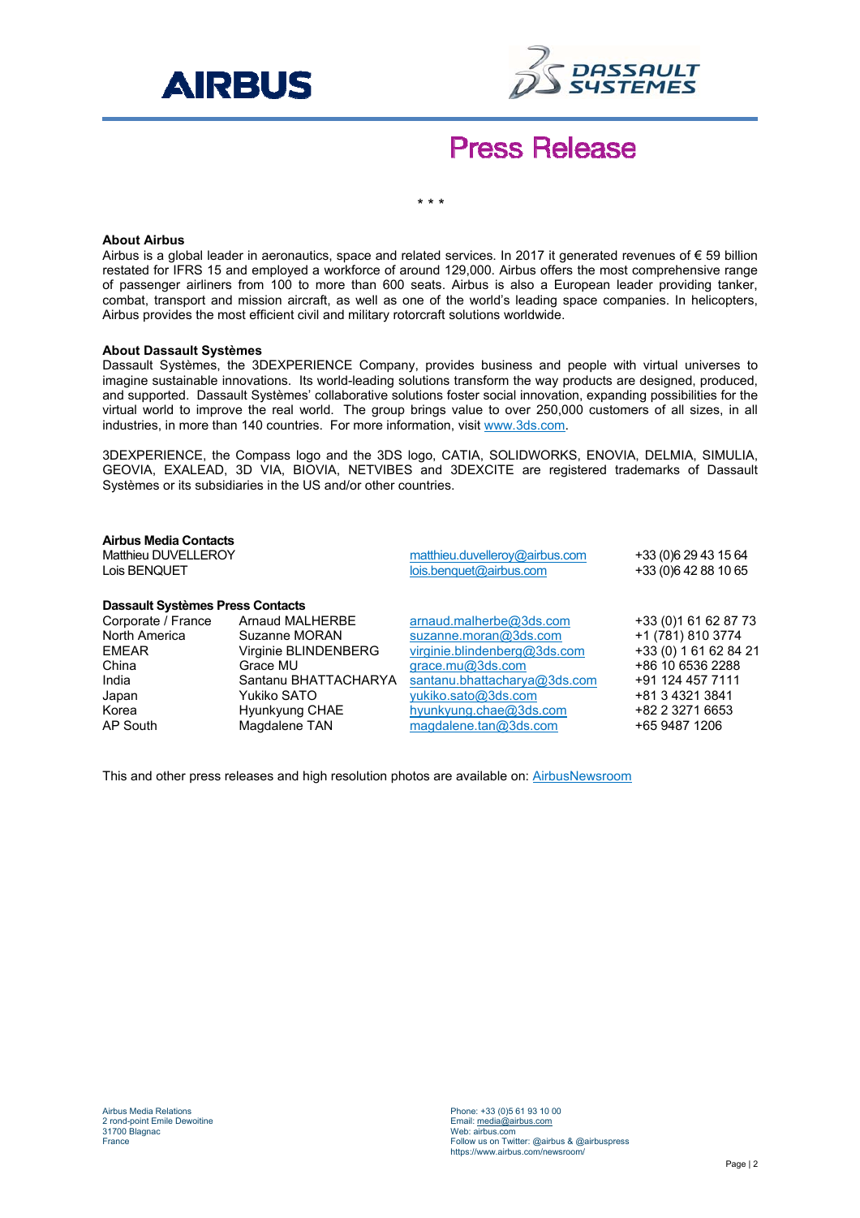# Press Release

\* \* \*

**About Airbus**

Airbus is a global leader in aeronautics, space and related services. In 2017 it generated revenues of € 59 billion restated for IFRS 15 and employed a workforce of around 129,000. Airbus offers the most comprehensive range of passenger airliners from 100 to more than 600 seats. Airbus is also a European leader providing tanker, combat, transport and mission aircraft, as well as one of the world's leading space companies. In helicopters, Airbus provides the most efficient civil and military rotorcraft solutions worldwide.

**About Dassault Systèmes**

Dassault Systèmes, the 3DEXPERIENCE Company, provides business and people with virtual universes to imagine sustainable innovations. Its world-leading solutions transform the way products are designed, produced, and supported. Dassault Systèmes' collaborative solutions foster social innovation, expanding possibilities for the virtual world to improve the real world. The group brings value to over 250,000 customers of all sizes, in all industries, in more than 140 countries. For more information, visit www.3ds.com.

3DEXPERIENCE, the Compass logo and the 3DS logo, CATIA, SOLIDWORKS, ENOVIA, DELMIA, SIMULIA, GEOVIA, EXALEAD, 3D VIA, BIOVIA, NETVIBES and 3DEXCITE are registered trademarks of Dassault Systèmes or its subsidiaries in the US and/or other countries.

**Airbus Media Contacts**

| | | |
|---|---|---|
| Matthieu DUVELLEROY | matthieu.duvelleroy@airbus.com | +33 (0)6 29 43 15 64 |
| Lois BENQUET | lois.benquet@airbus.com | +33 (0)6 42 88 10 65 |

**Dassault Systèmes Press Contacts**

| | | | |
|---|---|---|---|
| Corporate / France | Arnaud MALHERBE | arnaud.malherbe@3ds.com | +33 (0)1 61 62 87 73 |
| North America | Suzanne MORAN | suzanne.moran@3ds.com | +1 (781) 810 3774 |
| EMEAR | Virginie BLINDENBERG | virginie.blindenberg@3ds.com | +33 (0) 1 61 62 84 21 |
| China | Grace MU | grace.mu@3ds.com | +86 10 6536 2288 |
| India | Santanu BHATTACHARYA | santanu.bhattacharya@3ds.com | +91 124 457 7111 |
| Japan | Yukiko SATO | yukiko.sato@3ds.com | +81 3 4321 3841 |
| Korea | Hyunkyung CHAE | hyunkyung.chae@3ds.com | +82 2 3271 6653 |
| AP South | Magdalene TAN | magdalene.tan@3ds.com | +65 9487 1206 |

This and other press releases and high resolution photos are available on: AirbusNewsroom

Airbus Media Relations
2 rond-point Emile Dewoitine
31700 Blagnac
France

Phone: +33 (0)5 61 93 10 00
Email: media@airbus.com
Web: airbus.com
Follow us on Twitter: @airbus & @airbuspress
https://www.airbus.com/newsroom/